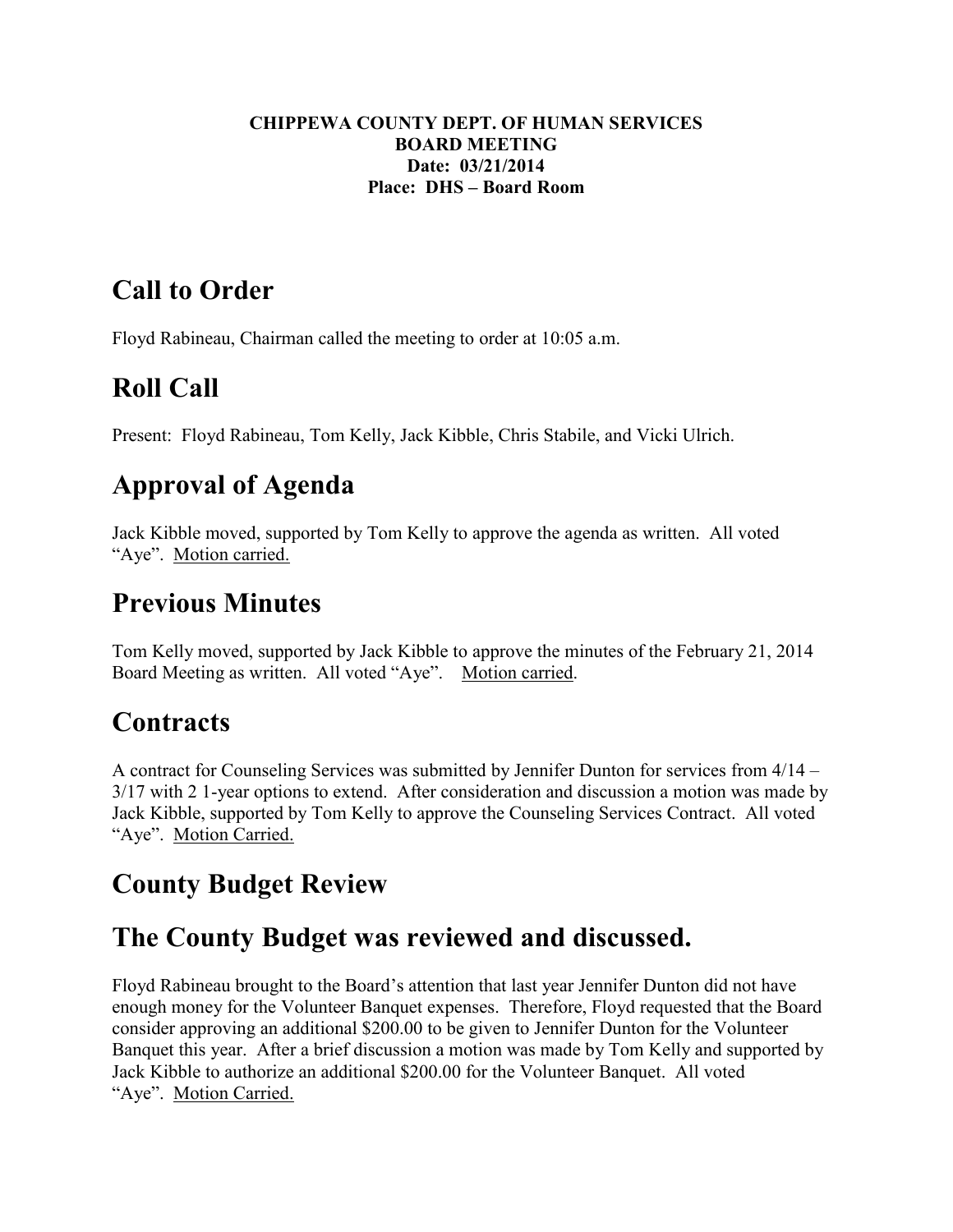**CHIPPEWA COUNTY DEPT. OF HUMAN SERVICES**
**BOARD MEETING**
**Date: 03/21/2014**
**Place: DHS – Board Room**

# Call to Order

Floyd Rabineau, Chairman called the meeting to order at 10:05 a.m.

# Roll Call

Present: Floyd Rabineau, Tom Kelly, Jack Kibble, Chris Stabile, and Vicki Ulrich.

# Approval of Agenda

Jack Kibble moved, supported by Tom Kelly to approve the agenda as written. All voted "Aye". Motion carried.

# Previous Minutes

Tom Kelly moved, supported by Jack Kibble to approve the minutes of the February 21, 2014 Board Meeting as written. All voted "Aye". Motion carried.

# Contracts

A contract for Counseling Services was submitted by Jennifer Dunton for services from 4/14 – 3/17 with 2 1-year options to extend. After consideration and discussion a motion was made by Jack Kibble, supported by Tom Kelly to approve the Counseling Services Contract. All voted "Aye". Motion Carried.

# County Budget Review

# The County Budget was reviewed and discussed.

Floyd Rabineau brought to the Board's attention that last year Jennifer Dunton did not have enough money for the Volunteer Banquet expenses. Therefore, Floyd requested that the Board consider approving an additional $200.00 to be given to Jennifer Dunton for the Volunteer Banquet this year. After a brief discussion a motion was made by Tom Kelly and supported by Jack Kibble to authorize an additional $200.00 for the Volunteer Banquet. All voted "Aye". Motion Carried.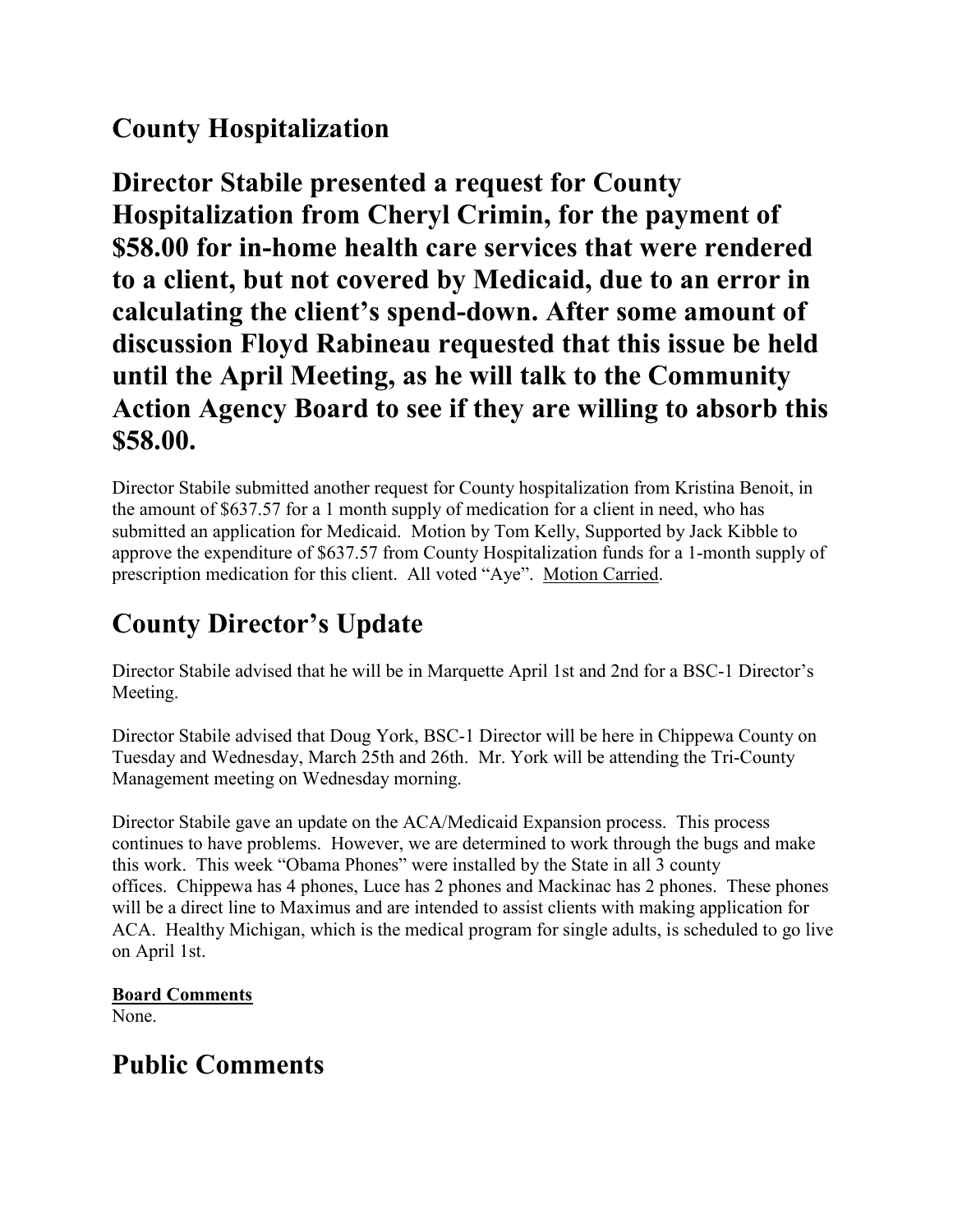## County Hospitalization

## Director Stabile presented a request for County Hospitalization from Cheryl Crimin, for the payment of $58.00 for in-home health care services that were rendered to a client, but not covered by Medicaid, due to an error in calculating the client's spend-down. After some amount of discussion Floyd Rabineau requested that this issue be held until the April Meeting, as he will talk to the Community Action Agency Board to see if they are willing to absorb this $58.00.

Director Stabile submitted another request for County hospitalization from Kristina Benoit, in the amount of $637.57 for a 1 month supply of medication for a client in need, who has submitted an application for Medicaid. Motion by Tom Kelly, Supported by Jack Kibble to approve the expenditure of $637.57 from County Hospitalization funds for a 1-month supply of prescription medication for this client. All voted "Aye". Motion Carried.

## County Director's Update

Director Stabile advised that he will be in Marquette April 1st and 2nd for a BSC-1 Director's Meeting.

Director Stabile advised that Doug York, BSC-1 Director will be here in Chippewa County on Tuesday and Wednesday, March 25th and 26th. Mr. York will be attending the Tri-County Management meeting on Wednesday morning.

Director Stabile gave an update on the ACA/Medicaid Expansion process. This process continues to have problems. However, we are determined to work through the bugs and make this work. This week "Obama Phones" were installed by the State in all 3 county offices. Chippewa has 4 phones, Luce has 2 phones and Mackinac has 2 phones. These phones will be a direct line to Maximus and are intended to assist clients with making application for ACA. Healthy Michigan, which is the medical program for single adults, is scheduled to go live on April 1st.

**Board Comments**
None.

## Public Comments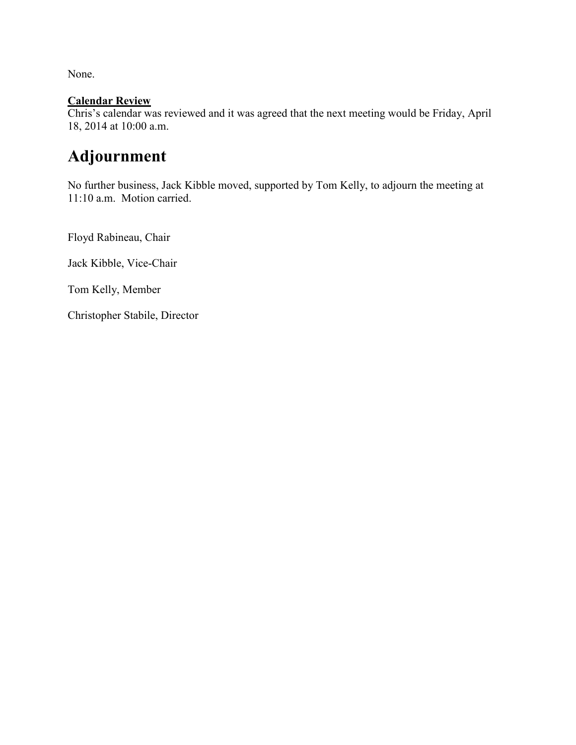None.

**Calendar Review**
Chris's calendar was reviewed and it was agreed that the next meeting would be Friday, April 18, 2014 at 10:00 a.m.

# Adjournment

No further business, Jack Kibble moved, supported by Tom Kelly, to adjourn the meeting at 11:10 a.m. Motion carried.

Floyd Rabineau, Chair

Jack Kibble, Vice-Chair

Tom Kelly, Member

Christopher Stabile, Director